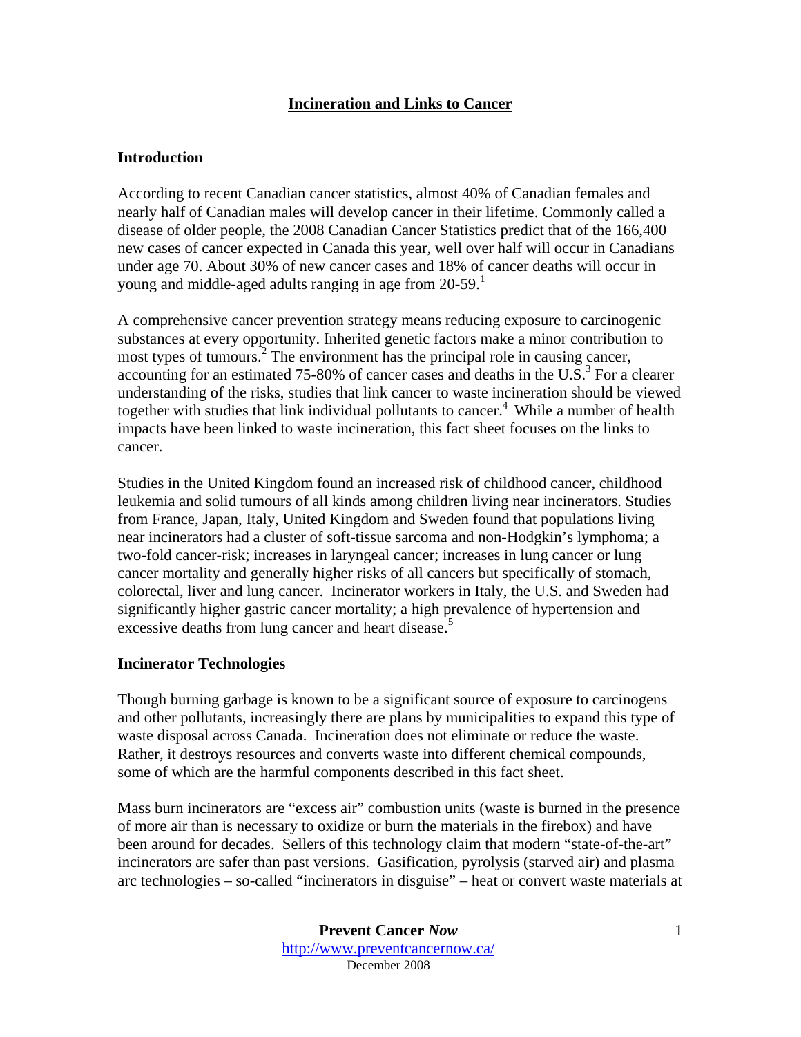# Incineration and Links to Cancer

## Introduction

According to recent Canadian cancer statistics, almost 40% of Canadian females and nearly half of Canadian males will develop cancer in their lifetime. Commonly called a disease of older people, the 2008 Canadian Cancer Statistics predict that of the 166,400 new cases of cancer expected in Canada this year, well over half will occur in Canadians under age 70. About 30% of new cancer cases and 18% of cancer deaths will occur in young and middle-aged adults ranging in age from 20-59.[1]

A comprehensive cancer prevention strategy means reducing exposure to carcinogenic substances at every opportunity. Inherited genetic factors make a minor contribution to most types of tumours.[2] The environment has the principal role in causing cancer, accounting for an estimated 75-80% of cancer cases and deaths in the U.S.[3] For a clearer understanding of the risks, studies that link cancer to waste incineration should be viewed together with studies that link individual pollutants to cancer.[4] While a number of health impacts have been linked to waste incineration, this fact sheet focuses on the links to cancer.

Studies in the United Kingdom found an increased risk of childhood cancer, childhood leukemia and solid tumours of all kinds among children living near incinerators. Studies from France, Japan, Italy, United Kingdom and Sweden found that populations living near incinerators had a cluster of soft-tissue sarcoma and non-Hodgkin's lymphoma; a two-fold cancer-risk; increases in laryngeal cancer; increases in lung cancer or lung cancer mortality and generally higher risks of all cancers but specifically of stomach, colorectal, liver and lung cancer. Incinerator workers in Italy, the U.S. and Sweden had significantly higher gastric cancer mortality; a high prevalence of hypertension and excessive deaths from lung cancer and heart disease.[5]

## Incinerator Technologies

Though burning garbage is known to be a significant source of exposure to carcinogens and other pollutants, increasingly there are plans by municipalities to expand this type of waste disposal across Canada. Incineration does not eliminate or reduce the waste. Rather, it destroys resources and converts waste into different chemical compounds, some of which are the harmful components described in this fact sheet.

Mass burn incinerators are "excess air" combustion units (waste is burned in the presence of more air than is necessary to oxidize or burn the materials in the firebox) and have been around for decades. Sellers of this technology claim that modern "state-of-the-art" incinerators are safer than past versions. Gasification, pyrolysis (starved air) and plasma arc technologies – so-called "incinerators in disguise" – heat or convert waste materials at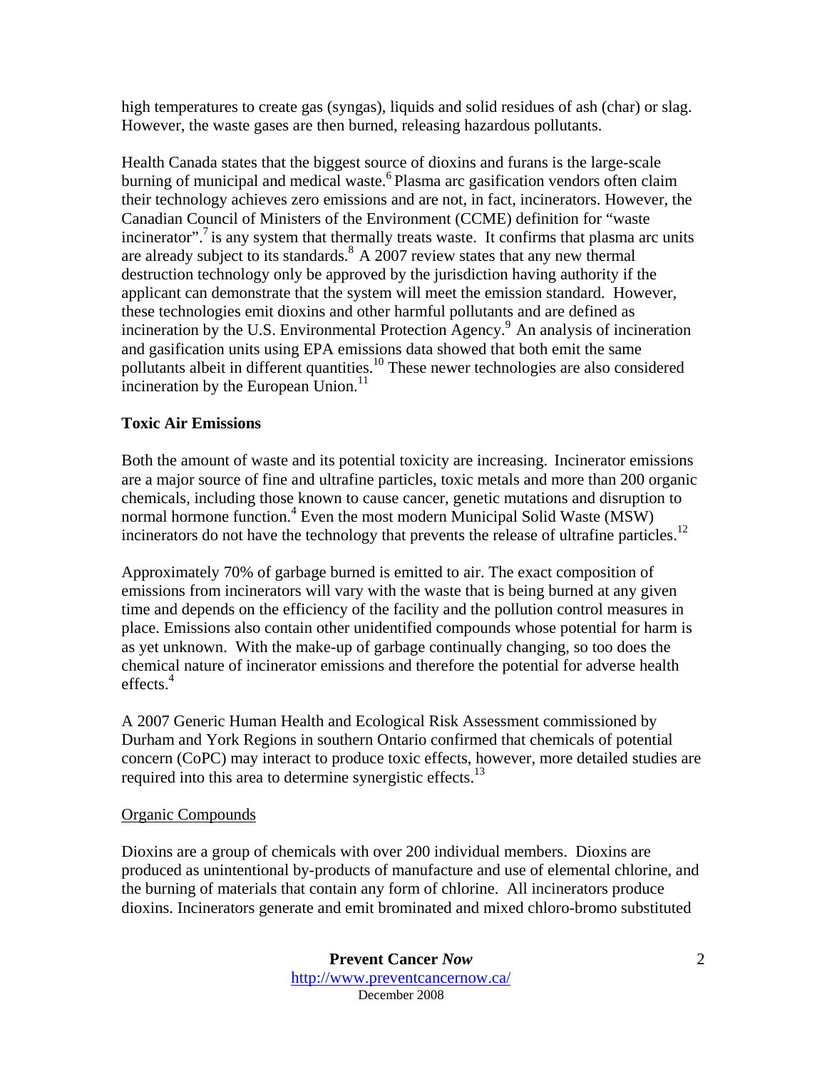high temperatures to create gas (syngas), liquids and solid residues of ash (char) or slag. However, the waste gases are then burned, releasing hazardous pollutants.

Health Canada states that the biggest source of dioxins and furans is the large-scale burning of municipal and medical waste.[6] Plasma arc gasification vendors often claim their technology achieves zero emissions and are not, in fact, incinerators. However, the Canadian Council of Ministers of the Environment (CCME) definition for "waste incinerator".[7] is any system that thermally treats waste. It confirms that plasma arc units are already subject to its standards.[8] A 2007 review states that any new thermal destruction technology only be approved by the jurisdiction having authority if the applicant can demonstrate that the system will meet the emission standard. However, these technologies emit dioxins and other harmful pollutants and are defined as incineration by the U.S. Environmental Protection Agency.[9] An analysis of incineration and gasification units using EPA emissions data showed that both emit the same pollutants albeit in different quantities.[10] These newer technologies are also considered incineration by the European Union.[11]

**Toxic Air Emissions**

Both the amount of waste and its potential toxicity are increasing. Incinerator emissions are a major source of fine and ultrafine particles, toxic metals and more than 200 organic chemicals, including those known to cause cancer, genetic mutations and disruption to normal hormone function.[4] Even the most modern Municipal Solid Waste (MSW) incinerators do not have the technology that prevents the release of ultrafine particles.[12]

Approximately 70% of garbage burned is emitted to air. The exact composition of emissions from incinerators will vary with the waste that is being burned at any given time and depends on the efficiency of the facility and the pollution control measures in place. Emissions also contain other unidentified compounds whose potential for harm is as yet unknown. With the make-up of garbage continually changing, so too does the chemical nature of incinerator emissions and therefore the potential for adverse health effects.[4]

A 2007 Generic Human Health and Ecological Risk Assessment commissioned by Durham and York Regions in southern Ontario confirmed that chemicals of potential concern (CoPC) may interact to produce toxic effects, however, more detailed studies are required into this area to determine synergistic effects.[13]

<u>Organic Compounds</u>

Dioxins are a group of chemicals with over 200 individual members. Dioxins are produced as unintentional by-products of manufacture and use of elemental chlorine, and the burning of materials that contain any form of chlorine. All incinerators produce dioxins. Incinerators generate and emit brominated and mixed chloro-bromo substituted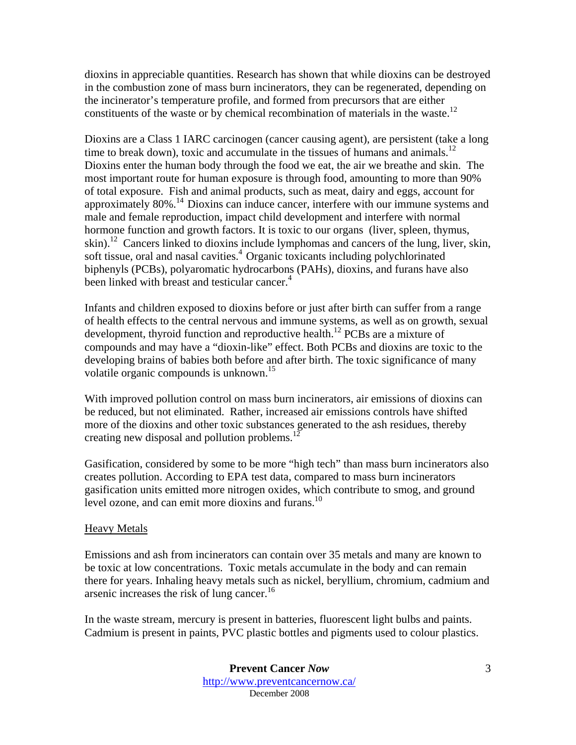dioxins in appreciable quantities. Research has shown that while dioxins can be destroyed in the combustion zone of mass burn incinerators, they can be regenerated, depending on the incinerator's temperature profile, and formed from precursors that are either constituents of the waste or by chemical recombination of materials in the waste.[12]

Dioxins are a Class 1 IARC carcinogen (cancer causing agent), are persistent (take a long time to break down), toxic and accumulate in the tissues of humans and animals.[12] Dioxins enter the human body through the food we eat, the air we breathe and skin. The most important route for human exposure is through food, amounting to more than 90% of total exposure. Fish and animal products, such as meat, dairy and eggs, account for approximately 80%.[14] Dioxins can induce cancer, interfere with our immune systems and male and female reproduction, impact child development and interfere with normal hormone function and growth factors. It is toxic to our organs (liver, spleen, thymus, skin).[12] Cancers linked to dioxins include lymphomas and cancers of the lung, liver, skin, soft tissue, oral and nasal cavities.[4] Organic toxicants including polychlorinated biphenyls (PCBs), polyaromatic hydrocarbons (PAHs), dioxins, and furans have also been linked with breast and testicular cancer.[4]

Infants and children exposed to dioxins before or just after birth can suffer from a range of health effects to the central nervous and immune systems, as well as on growth, sexual development, thyroid function and reproductive health.[12] PCBs are a mixture of compounds and may have a "dioxin-like" effect. Both PCBs and dioxins are toxic to the developing brains of babies both before and after birth. The toxic significance of many volatile organic compounds is unknown.[15]

With improved pollution control on mass burn incinerators, air emissions of dioxins can be reduced, but not eliminated. Rather, increased air emissions controls have shifted more of the dioxins and other toxic substances generated to the ash residues, thereby creating new disposal and pollution problems.[12]

Gasification, considered by some to be more "high tech" than mass burn incinerators also creates pollution. According to EPA test data, compared to mass burn incinerators gasification units emitted more nitrogen oxides, which contribute to smog, and ground level ozone, and can emit more dioxins and furans.[10]

<u>Heavy Metals</u>

Emissions and ash from incinerators can contain over 35 metals and many are known to be toxic at low concentrations. Toxic metals accumulate in the body and can remain there for years. Inhaling heavy metals such as nickel, beryllium, chromium, cadmium and arsenic increases the risk of lung cancer.[16]

In the waste stream, mercury is present in batteries, fluorescent light bulbs and paints. Cadmium is present in paints, PVC plastic bottles and pigments used to colour plastics.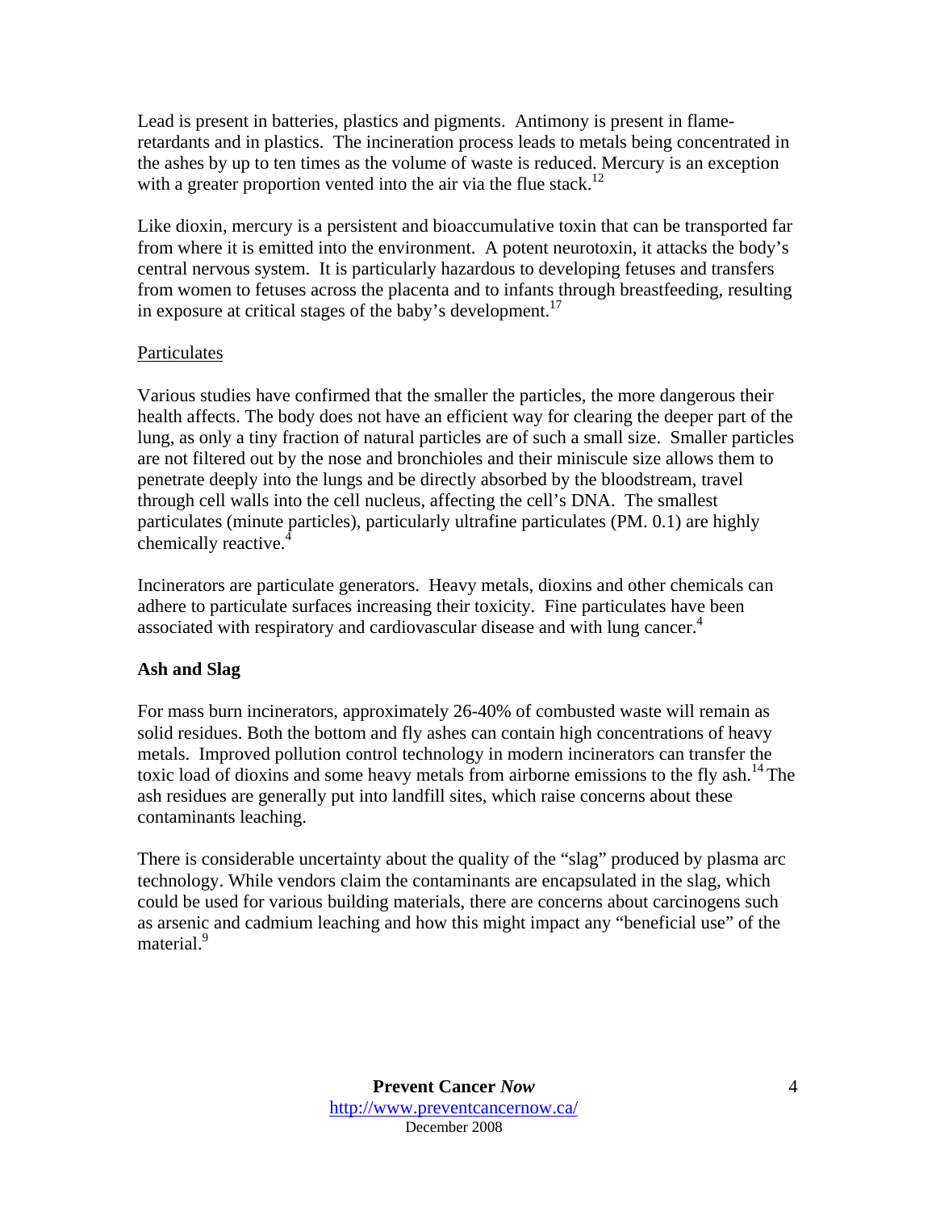Lead is present in batteries, plastics and pigments. Antimony is present in flame-retardants and in plastics. The incineration process leads to metals being concentrated in the ashes by up to ten times as the volume of waste is reduced. Mercury is an exception with a greater proportion vented into the air via the flue stack.[12]

Like dioxin, mercury is a persistent and bioaccumulative toxin that can be transported far from where it is emitted into the environment. A potent neurotoxin, it attacks the body's central nervous system. It is particularly hazardous to developing fetuses and transfers from women to fetuses across the placenta and to infants through breastfeeding, resulting in exposure at critical stages of the baby's development.[17]

Particulates

Various studies have confirmed that the smaller the particles, the more dangerous their health affects. The body does not have an efficient way for clearing the deeper part of the lung, as only a tiny fraction of natural particles are of such a small size. Smaller particles are not filtered out by the nose and bronchioles and their miniscule size allows them to penetrate deeply into the lungs and be directly absorbed by the bloodstream, travel through cell walls into the cell nucleus, affecting the cell's DNA. The smallest particulates (minute particles), particularly ultrafine particulates (PM. 0.1) are highly chemically reactive.[4]

Incinerators are particulate generators. Heavy metals, dioxins and other chemicals can adhere to particulate surfaces increasing their toxicity. Fine particulates have been associated with respiratory and cardiovascular disease and with lung cancer.[4]

**Ash and Slag**

For mass burn incinerators, approximately 26-40% of combusted waste will remain as solid residues. Both the bottom and fly ashes can contain high concentrations of heavy metals. Improved pollution control technology in modern incinerators can transfer the toxic load of dioxins and some heavy metals from airborne emissions to the fly ash.[14] The ash residues are generally put into landfill sites, which raise concerns about these contaminants leaching.

There is considerable uncertainty about the quality of the "slag" produced by plasma arc technology. While vendors claim the contaminants are encapsulated in the slag, which could be used for various building materials, there are concerns about carcinogens such as arsenic and cadmium leaching and how this might impact any "beneficial use" of the material.[9]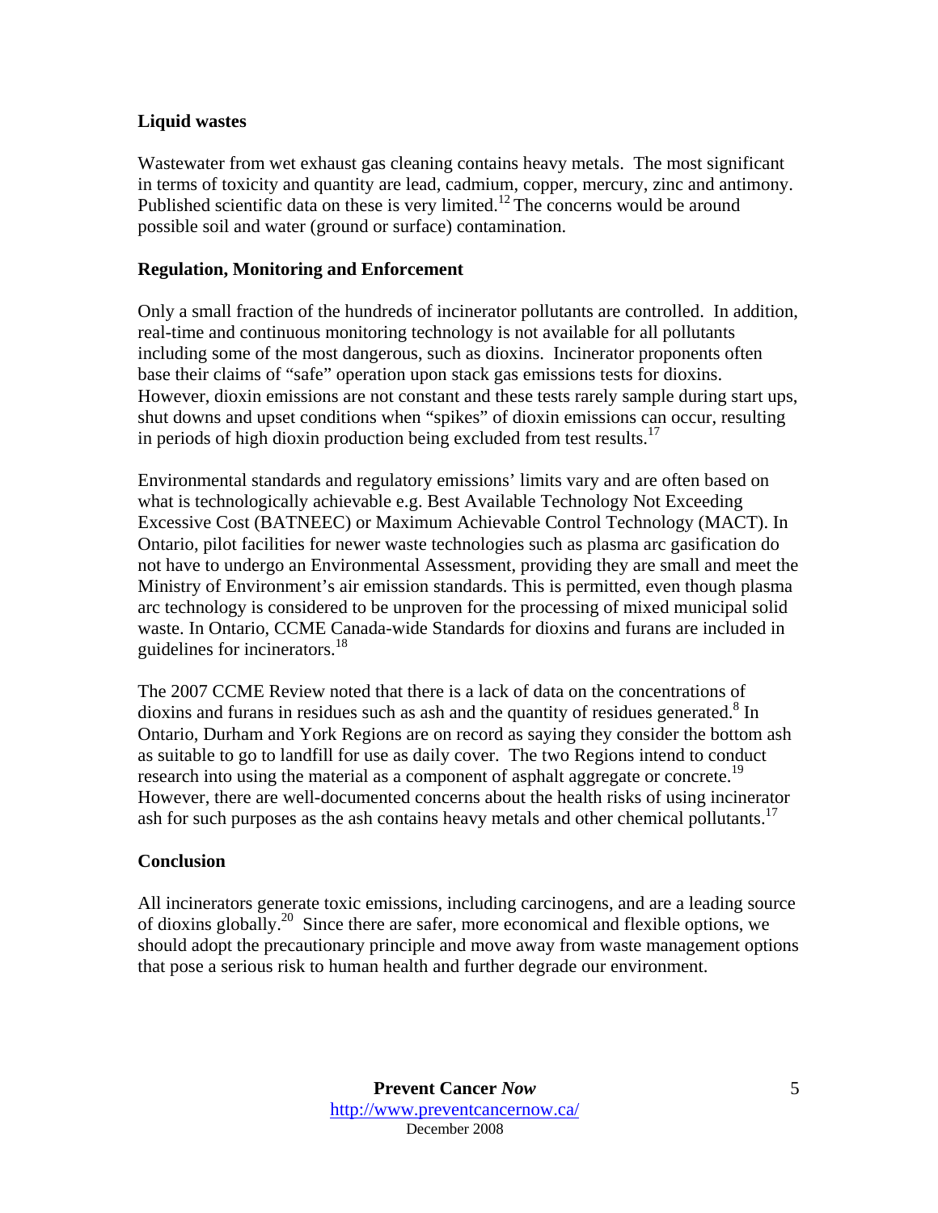### Liquid wastes

Wastewater from wet exhaust gas cleaning contains heavy metals. The most significant in terms of toxicity and quantity are lead, cadmium, copper, mercury, zinc and antimony. Published scientific data on these is very limited.[12] The concerns would be around possible soil and water (ground or surface) contamination.

### Regulation, Monitoring and Enforcement

Only a small fraction of the hundreds of incinerator pollutants are controlled. In addition, real-time and continuous monitoring technology is not available for all pollutants including some of the most dangerous, such as dioxins. Incinerator proponents often base their claims of "safe" operation upon stack gas emissions tests for dioxins. However, dioxin emissions are not constant and these tests rarely sample during start ups, shut downs and upset conditions when "spikes" of dioxin emissions can occur, resulting in periods of high dioxin production being excluded from test results.[17]

Environmental standards and regulatory emissions' limits vary and are often based on what is technologically achievable e.g. Best Available Technology Not Exceeding Excessive Cost (BATNEEC) or Maximum Achievable Control Technology (MACT). In Ontario, pilot facilities for newer waste technologies such as plasma arc gasification do not have to undergo an Environmental Assessment, providing they are small and meet the Ministry of Environment's air emission standards. This is permitted, even though plasma arc technology is considered to be unproven for the processing of mixed municipal solid waste. In Ontario, CCME Canada-wide Standards for dioxins and furans are included in guidelines for incinerators.[18]

The 2007 CCME Review noted that there is a lack of data on the concentrations of dioxins and furans in residues such as ash and the quantity of residues generated.[8] In Ontario, Durham and York Regions are on record as saying they consider the bottom ash as suitable to go to landfill for use as daily cover. The two Regions intend to conduct research into using the material as a component of asphalt aggregate or concrete.[19] However, there are well-documented concerns about the health risks of using incinerator ash for such purposes as the ash contains heavy metals and other chemical pollutants.[17]

### Conclusion

All incinerators generate toxic emissions, including carcinogens, and are a leading source of dioxins globally.[20] Since there are safer, more economical and flexible options, we should adopt the precautionary principle and move away from waste management options that pose a serious risk to human health and further degrade our environment.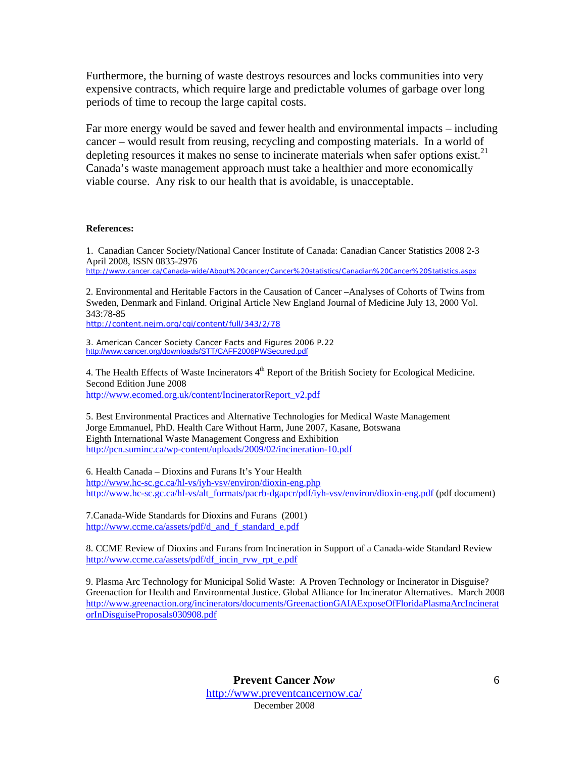Furthermore, the burning of waste destroys resources and locks communities into very expensive contracts, which require large and predictable volumes of garbage over long periods of time to recoup the large capital costs.

Far more energy would be saved and fewer health and environmental impacts – including cancer – would result from reusing, recycling and composting materials. In a world of depleting resources it makes no sense to incinerate materials when safer options exist.[21] Canada's waste management approach must take a healthier and more economically viable course. Any risk to our health that is avoidable, is unacceptable.

**References:**

1. Canadian Cancer Society/National Cancer Institute of Canada: Canadian Cancer Statistics 2008 2-3 April 2008, ISSN 0835-2976
http://www.cancer.ca/Canada-wide/About%20cancer/Cancer%20statistics/Canadian%20Cancer%20Statistics.aspx

2. Environmental and Heritable Factors in the Causation of Cancer –Analyses of Cohorts of Twins from Sweden, Denmark and Finland. Original Article New England Journal of Medicine July 13, 2000 Vol. 343:78-85
http://content.nejm.org/cgi/content/full/343/2/78

3. American Cancer Society Cancer Facts and Figures 2006 P.22
http://www.cancer.org/downloads/STT/CAFF2006PWSecured.pdf

4. The Health Effects of Waste Incinerators 4th Report of the British Society for Ecological Medicine. Second Edition June 2008
http://www.ecomed.org.uk/content/IncineratorReport_v2.pdf

5. Best Environmental Practices and Alternative Technologies for Medical Waste Management
Jorge Emmanuel, PhD. Health Care Without Harm, June 2007, Kasane, Botswana
Eighth International Waste Management Congress and Exhibition
http://pcn.suminc.ca/wp-content/uploads/2009/02/incineration-10.pdf

6. Health Canada – Dioxins and Furans It's Your Health
http://www.hc-sc.gc.ca/hl-vs/iyh-vsv/environ/dioxin-eng.php
http://www.hc-sc.gc.ca/hl-vs/alt_formats/pacrb-dgapcr/pdf/iyh-vsv/environ/dioxin-eng.pdf (pdf document)

7. Canada-Wide Standards for Dioxins and Furans (2001)
http://www.ccme.ca/assets/pdf/d_and_f_standard_e.pdf

8. CCME Review of Dioxins and Furans from Incineration in Support of a Canada-wide Standard Review
http://www.ccme.ca/assets/pdf/df_incin_rvw_rpt_e.pdf

9. Plasma Arc Technology for Municipal Solid Waste: A Proven Technology or Incinerator in Disguise? Greenaction for Health and Environmental Justice. Global Alliance for Incinerator Alternatives. March 2008
http://www.greenaction.org/incinerators/documents/GreenactionGAIAExposeOfFloridaPlasmaArcIncineratorInDisguiseProposals030908.pdf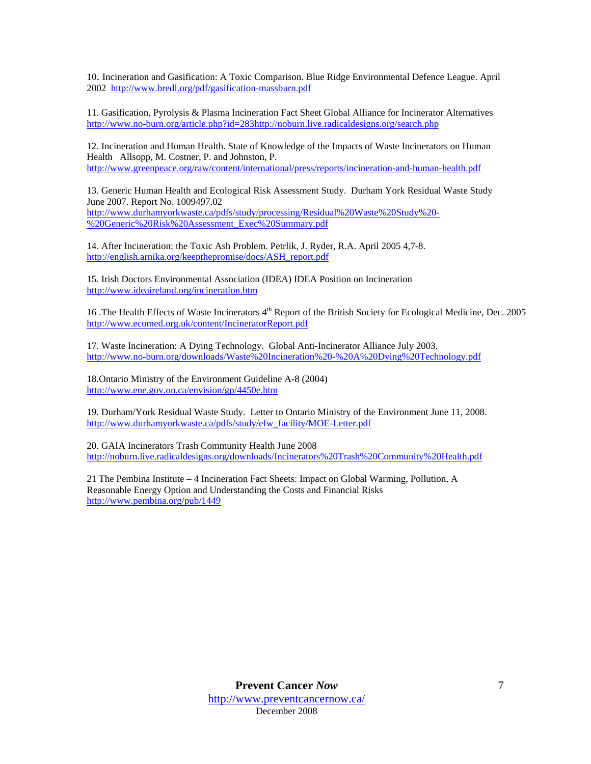10. Incineration and Gasification: A Toxic Comparison. Blue Ridge Environmental Defence League. April 2002 http://www.bredl.org/pdf/gasification-massburn.pdf

11. Gasification, Pyrolysis & Plasma Incineration Fact Sheet Global Alliance for Incinerator Alternatives http://www.no-burn.org/article.php?id=283http://noburn.live.radicaldesigns.org/search.php

12. Incineration and Human Health. State of Knowledge of the Impacts of Waste Incinerators on Human Health Allsopp, M. Costner, P. and Johnston, P. http://www.greenpeace.org/raw/content/international/press/reports/incineration-and-human-health.pdf

13. Generic Human Health and Ecological Risk Assessment Study. Durham York Residual Waste Study June 2007. Report No. 1009497.02 http://www.durhamyorkwaste.ca/pdfs/study/processing/Residual%20Waste%20Study%20-%20Generic%20Risk%20Assessment_Exec%20Summary.pdf

14. After Incineration: the Toxic Ash Problem. Petrlik, J. Ryder, R.A. April 2005 4,7-8. http://english.arnika.org/keepthepromise/docs/ASH_report.pdf

15. Irish Doctors Environmental Association (IDEA) IDEA Position on Incineration http://www.ideaireland.org/incineration.htm

16 .The Health Effects of Waste Incinerators 4th Report of the British Society for Ecological Medicine, Dec. 2005 http://www.ecomed.org.uk/content/IncineratorReport.pdf

17. Waste Incineration: A Dying Technology. Global Anti-Incinerator Alliance July 2003. http://www.no-burn.org/downloads/Waste%20Incineration%20-%20A%20Dying%20Technology.pdf

18.Ontario Ministry of the Environment Guideline A-8 (2004) http://www.ene.gov.on.ca/envision/gp/4450e.htm

19. Durham/York Residual Waste Study. Letter to Ontario Ministry of the Environment June 11, 2008. http://www.durhamyorkwaste.ca/pdfs/study/efw_facility/MOE-Letter.pdf

20. GAIA Incinerators Trash Community Health June 2008 http://noburn.live.radicaldesigns.org/downloads/Incinerators%20Trash%20Community%20Health.pdf

21 The Pembina Institute – 4 Incineration Fact Sheets: Impact on Global Warming, Pollution, A Reasonable Energy Option and Understanding the Costs and Financial Risks http://www.pembina.org/pub/1449